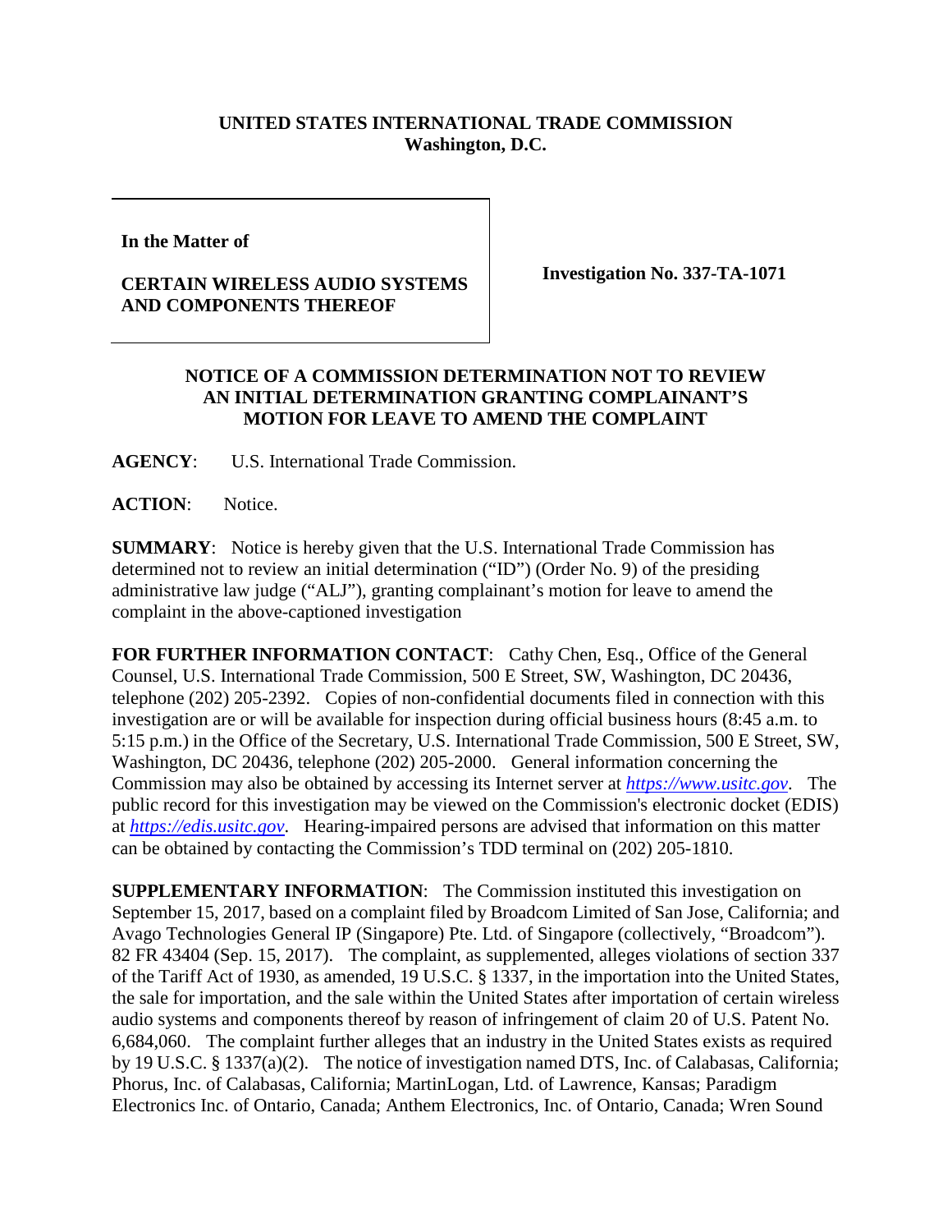**UNITED STATES INTERNATIONAL TRADE COMMISSION**
**Washington, D.C.**

| In the Matter of<br><br>**CERTAIN WIRELESS AUDIO SYSTEMS AND COMPONENTS THEREOF** | **Investigation No. 337-TA-1071** |
|---|---|

**NOTICE OF A COMMISSION DETERMINATION NOT TO REVIEW AN INITIAL DETERMINATION GRANTING COMPLAINANT'S MOTION FOR LEAVE TO AMEND THE COMPLAINT**

**AGENCY**: U.S. International Trade Commission.

**ACTION**: Notice.

**SUMMARY**: Notice is hereby given that the U.S. International Trade Commission has determined not to review an initial determination ("ID") (Order No. 9) of the presiding administrative law judge ("ALJ"), granting complainant's motion for leave to amend the complaint in the above-captioned investigation

**FOR FURTHER INFORMATION CONTACT**: Cathy Chen, Esq., Office of the General Counsel, U.S. International Trade Commission, 500 E Street, SW, Washington, DC 20436, telephone (202) 205-2392. Copies of non-confidential documents filed in connection with this investigation are or will be available for inspection during official business hours (8:45 a.m. to 5:15 p.m.) in the Office of the Secretary, U.S. International Trade Commission, 500 E Street, SW, Washington, DC 20436, telephone (202) 205-2000. General information concerning the Commission may also be obtained by accessing its Internet server at *https://www.usitc.gov*. The public record for this investigation may be viewed on the Commission's electronic docket (EDIS) at *https://edis.usitc.gov*. Hearing-impaired persons are advised that information on this matter can be obtained by contacting the Commission's TDD terminal on (202) 205-1810.

**SUPPLEMENTARY INFORMATION**: The Commission instituted this investigation on September 15, 2017, based on a complaint filed by Broadcom Limited of San Jose, California; and Avago Technologies General IP (Singapore) Pte. Ltd. of Singapore (collectively, "Broadcom"). 82 FR 43404 (Sep. 15, 2017). The complaint, as supplemented, alleges violations of section 337 of the Tariff Act of 1930, as amended, 19 U.S.C. § 1337, in the importation into the United States, the sale for importation, and the sale within the United States after importation of certain wireless audio systems and components thereof by reason of infringement of claim 20 of U.S. Patent No. 6,684,060. The complaint further alleges that an industry in the United States exists as required by 19 U.S.C. § 1337(a)(2). The notice of investigation named DTS, Inc. of Calabasas, California; Phorus, Inc. of Calabasas, California; MartinLogan, Ltd. of Lawrence, Kansas; Paradigm Electronics Inc. of Ontario, Canada; Anthem Electronics, Inc. of Ontario, Canada; Wren Sound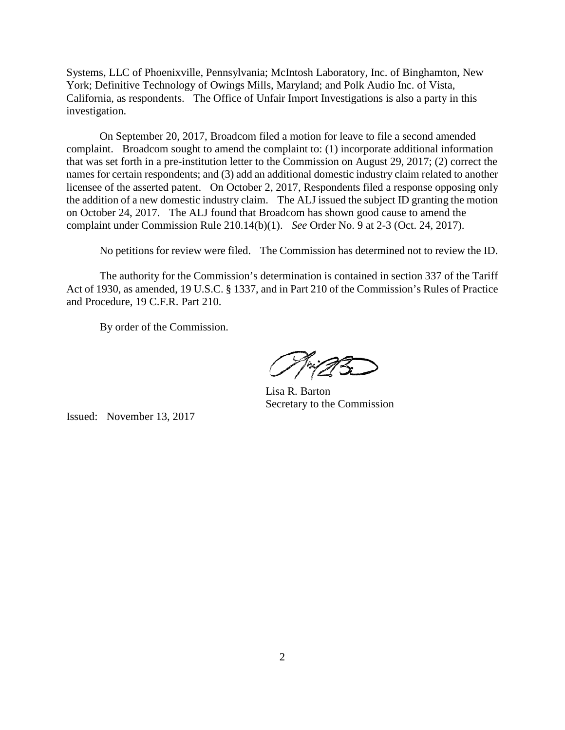Systems, LLC of Phoenixville, Pennsylvania; McIntosh Laboratory, Inc. of Binghamton, New York; Definitive Technology of Owings Mills, Maryland; and Polk Audio Inc. of Vista, California, as respondents. The Office of Unfair Import Investigations is also a party in this investigation.

On September 20, 2017, Broadcom filed a motion for leave to file a second amended complaint. Broadcom sought to amend the complaint to: (1) incorporate additional information that was set forth in a pre-institution letter to the Commission on August 29, 2017; (2) correct the names for certain respondents; and (3) add an additional domestic industry claim related to another licensee of the asserted patent. On October 2, 2017, Respondents filed a response opposing only the addition of a new domestic industry claim. The ALJ issued the subject ID granting the motion on October 24, 2017. The ALJ found that Broadcom has shown good cause to amend the complaint under Commission Rule 210.14(b)(1). *See* Order No. 9 at 2-3 (Oct. 24, 2017).

No petitions for review were filed. The Commission has determined not to review the ID.

The authority for the Commission's determination is contained in section 337 of the Tariff Act of 1930, as amended, 19 U.S.C. § 1337, and in Part 210 of the Commission's Rules of Practice and Procedure, 19 C.F.R. Part 210.

By order of the Commission.

Lisa R. Barton
Secretary to the Commission

Issued: November 13, 2017